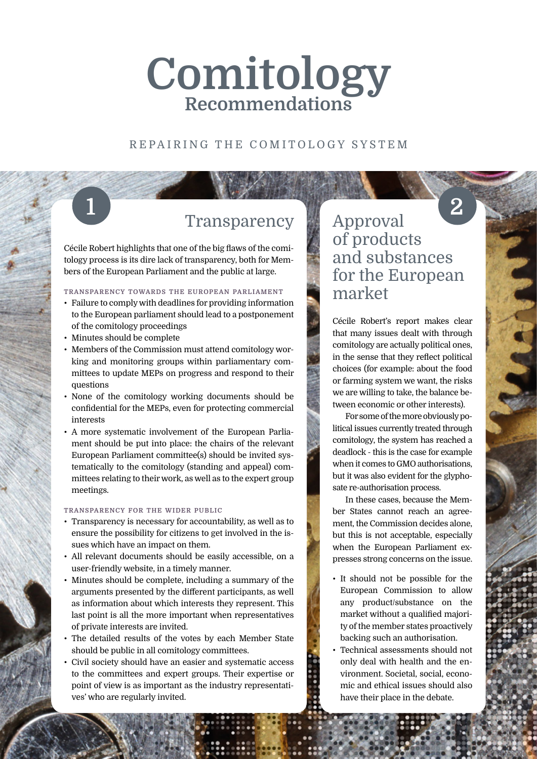# Comitology
## Recommendations

REPAIRING THE COMITOLOGY SYSTEM

## 1 Transparency

Cécile Robert highlights that one of the big flaws of the comitology process is its dire lack of transparency, both for Members of the European Parliament and the public at large.

### TRANSPARENCY TOWARDS THE EUROPEAN PARLIAMENT

- Failure to comply with deadlines for providing information to the European parliament should lead to a postponement of the comitology proceedings
- Minutes should be complete
- Members of the Commission must attend comitology working and monitoring groups within parliamentary committees to update MEPs on progress and respond to their questions
- None of the comitology working documents should be confidential for the MEPs, even for protecting commercial interests
- A more systematic involvement of the European Parliament should be put into place: the chairs of the relevant European Parliament committee(s) should be invited systematically to the comitology (standing and appeal) committees relating to their work, as well as to the expert group meetings.

### TRANSPARENCY FOR THE WIDER PUBLIC

- Transparency is necessary for accountability, as well as to ensure the possibility for citizens to get involved in the issues which have an impact on them.
- All relevant documents should be easily accessible, on a user-friendly website, in a timely manner.
- Minutes should be complete, including a summary of the arguments presented by the different participants, as well as information about which interests they represent. This last point is all the more important when representatives of private interests are invited.
- The detailed results of the votes by each Member State should be public in all comitology committees.
- Civil society should have an easier and systematic access to the committees and expert groups. Their expertise or point of view is as important as the industry representatives' who are regularly invited.

## 2 Approval of products and substances for the European market

Cécile Robert's report makes clear that many issues dealt with through comitology are actually political ones, in the sense that they reflect political choices (for example: about the food or farming system we want, the risks we are willing to take, the balance between economic or other interests).

For some of the more obviously political issues currently treated through comitology, the system has reached a deadlock - this is the case for example when it comes to GMO authorisations, but it was also evident for the glyphosate re-authorisation process.

In these cases, because the Member States cannot reach an agreement, the Commission decides alone, but this is not acceptable, especially when the European Parliament expresses strong concerns on the issue.

- It should not be possible for the European Commission to allow any product/substance on the market without a qualified majority of the member states proactively backing such an authorisation.
- Technical assessments should not only deal with health and the environment. Societal, social, economic and ethical issues should also have their place in the debate.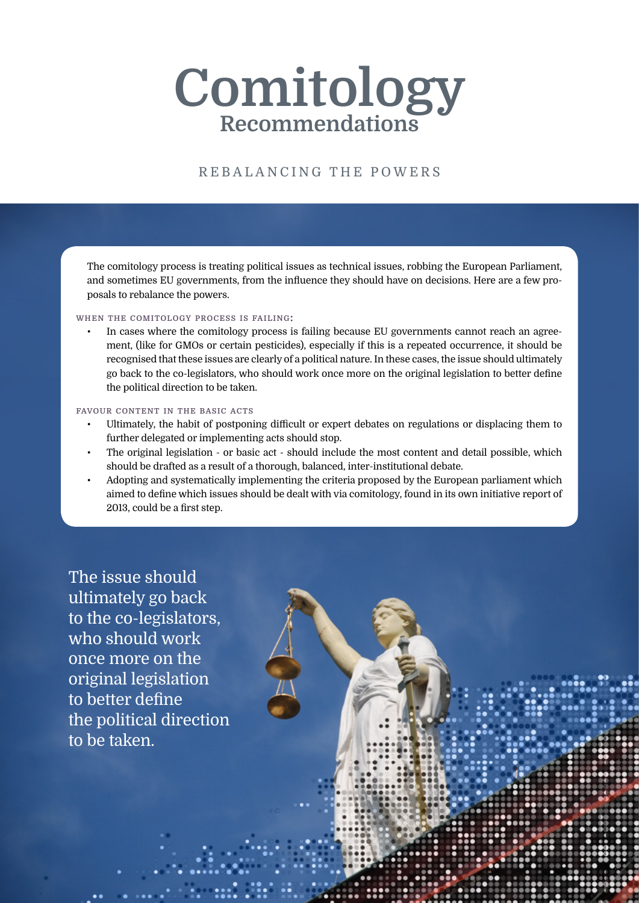# Comitology
## Recommendations

REBALANCING THE POWERS

The comitology process is treating political issues as technical issues, robbing the European Parliament, and sometimes EU governments, from the influence they should have on decisions. Here are a few proposals to rebalance the powers.

#### WHEN THE COMITOLOGY PROCESS IS FAILING:

- In cases where the comitology process is failing because EU governments cannot reach an agreement, (like for GMOs or certain pesticides), especially if this is a repeated occurrence, it should be recognised that these issues are clearly of a political nature. In these cases, the issue should ultimately go back to the co-legislators, who should work once more on the original legislation to better define the political direction to be taken.

#### FAVOUR CONTENT IN THE BASIC ACTS

- Ultimately, the habit of postponing difficult or expert debates on regulations or displacing them to further delegated or implementing acts should stop.
- The original legislation - or basic act - should include the most content and detail possible, which should be drafted as a result of a thorough, balanced, inter-institutional debate.
- Adopting and systematically implementing the criteria proposed by the European parliament which aimed to define which issues should be dealt with via comitology, found in its own initiative report of 2013, could be a first step.

The issue should ultimately go back to the co-legislators, who should work once more on the original legislation to better define the political direction to be taken.